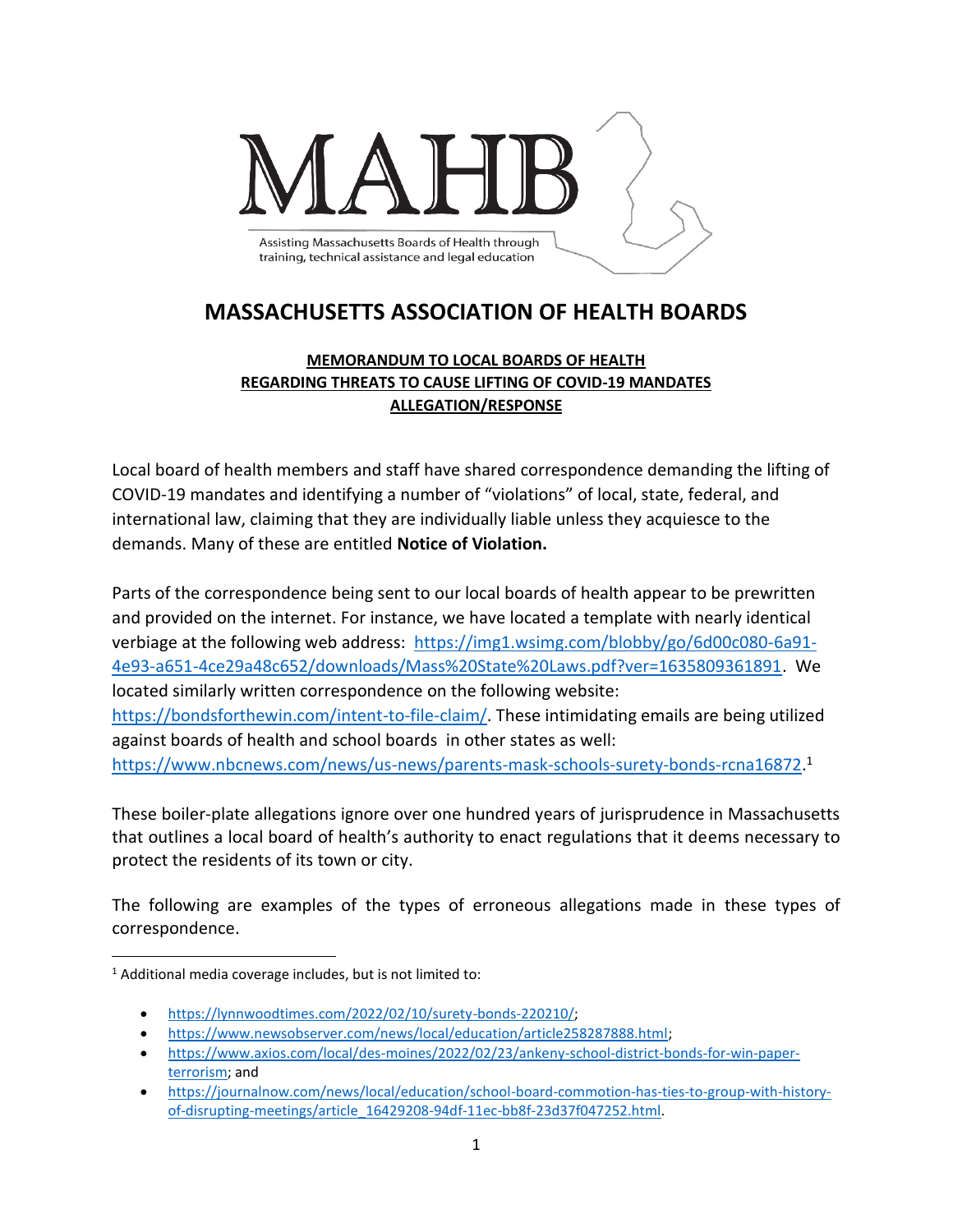MAHB

Assisting Massachusetts Boards of Health through training, technical assistance and legal education

# MASSACHUSETTS ASSOCIATION OF HEALTH BOARDS

## MEMORANDUM TO LOCAL BOARDS OF HEALTH REGARDING THREATS TO CAUSE LIFTING OF COVID-19 MANDATES ALLEGATION/RESPONSE

Local board of health members and staff have shared correspondence demanding the lifting of COVID-19 mandates and identifying a number of "violations" of local, state, federal, and international law, claiming that they are individually liable unless they acquiesce to the demands. Many of these are entitled **Notice of Violation.**

Parts of the correspondence being sent to our local boards of health appear to be prewritten and provided on the internet. For instance, we have located a template with nearly identical verbiage at the following web address: https://img1.wsimg.com/blobby/go/6d00c080-6a91-4e93-a651-4ce29a48c652/downloads/Mass%20State%20Laws.pdf?ver=1635809361891. We located similarly written correspondence on the following website: https://bondsforthewin.com/intent-to-file-claim/. These intimidating emails are being utilized against boards of health and school boards in other states as well: https://www.nbcnews.com/news/us-news/parents-mask-schools-surety-bonds-rcna16872.[1]

These boiler-plate allegations ignore over one hundred years of jurisprudence in Massachusetts that outlines a local board of health's authority to enact regulations that it deems necessary to protect the residents of its town or city.

The following are examples of the types of erroneous allegations made in these types of correspondence.

---

[1] Additional media coverage includes, but is not limited to:

- https://lynnwoodtimes.com/2022/02/10/surety-bonds-220210/;
- https://www.newsobserver.com/news/local/education/article258287888.html;
- https://www.axios.com/local/des-moines/2022/02/23/ankeny-school-district-bonds-for-win-paper-terrorism; and
- https://journalnow.com/news/local/education/school-board-commotion-has-ties-to-group-with-history-of-disrupting-meetings/article_16429208-94df-11ec-bb8f-23d37f047252.html.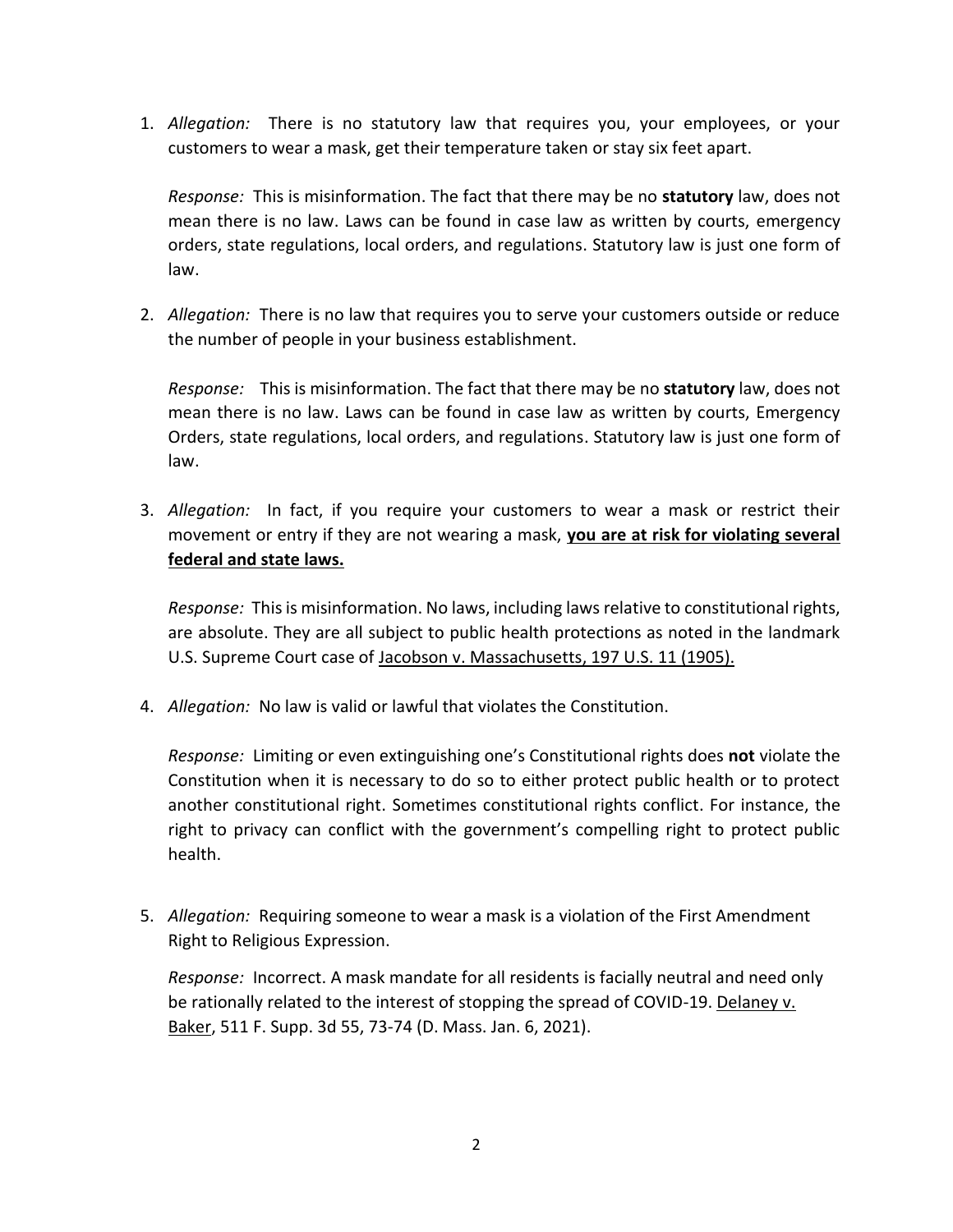1. *Allegation:* There is no statutory law that requires you, your employees, or your customers to wear a mask, get their temperature taken or stay six feet apart.

   *Response:* This is misinformation. The fact that there may be no **statutory** law, does not mean there is no law. Laws can be found in case law as written by courts, emergency orders, state regulations, local orders, and regulations. Statutory law is just one form of law.

2. *Allegation:* There is no law that requires you to serve your customers outside or reduce the number of people in your business establishment.

   *Response:* This is misinformation. The fact that there may be no **statutory** law, does not mean there is no law. Laws can be found in case law as written by courts, Emergency Orders, state regulations, local orders, and regulations. Statutory law is just one form of law.

3. *Allegation:* In fact, if you require your customers to wear a mask or restrict their movement or entry if they are not wearing a mask, **<u>you are at risk for violating several federal and state laws.</u>**

   *Response:* This is misinformation. No laws, including laws relative to constitutional rights, are absolute. They are all subject to public health protections as noted in the landmark U.S. Supreme Court case of <u>Jacobson v. Massachusetts, 197 U.S. 11 (1905).</u>

4. *Allegation:* No law is valid or lawful that violates the Constitution.

   *Response:* Limiting or even extinguishing one's Constitutional rights does **not** violate the Constitution when it is necessary to do so to either protect public health or to protect another constitutional right. Sometimes constitutional rights conflict. For instance, the right to privacy can conflict with the government's compelling right to protect public health.

5. *Allegation:* Requiring someone to wear a mask is a violation of the First Amendment Right to Religious Expression.

   *Response:* Incorrect. A mask mandate for all residents is facially neutral and need only be rationally related to the interest of stopping the spread of COVID-19. <u>Delaney v. Baker</u>, 511 F. Supp. 3d 55, 73-74 (D. Mass. Jan. 6, 2021).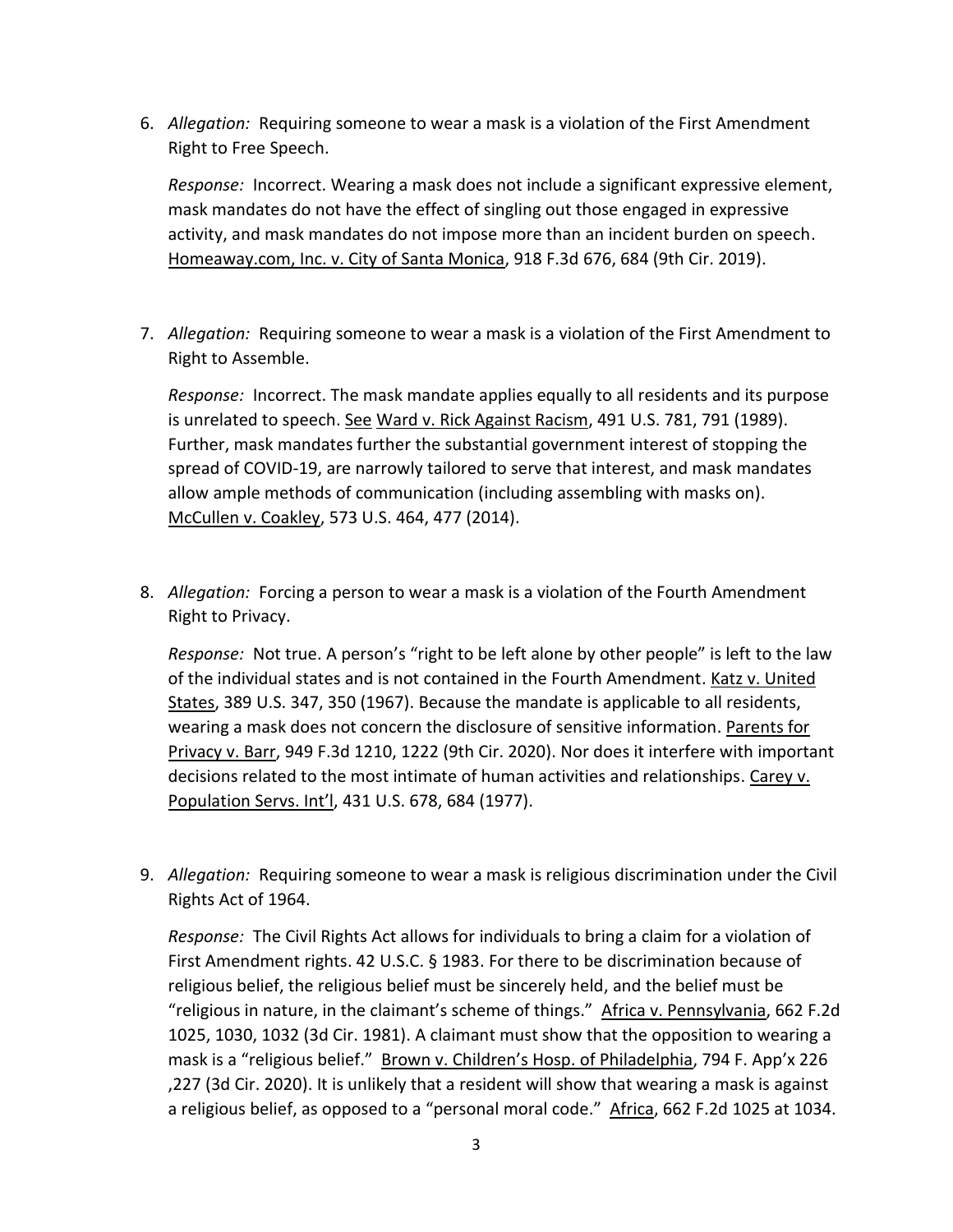6. *Allegation:* Requiring someone to wear a mask is a violation of the First Amendment Right to Free Speech.

   *Response:* Incorrect. Wearing a mask does not include a significant expressive element, mask mandates do not have the effect of singling out those engaged in expressive activity, and mask mandates do not impose more than an incident burden on speech. Homeaway.com, Inc. v. City of Santa Monica, 918 F.3d 676, 684 (9th Cir. 2019).

7. *Allegation:* Requiring someone to wear a mask is a violation of the First Amendment to Right to Assemble.

   *Response:* Incorrect. The mask mandate applies equally to all residents and its purpose is unrelated to speech. See Ward v. Rick Against Racism, 491 U.S. 781, 791 (1989). Further, mask mandates further the substantial government interest of stopping the spread of COVID-19, are narrowly tailored to serve that interest, and mask mandates allow ample methods of communication (including assembling with masks on). McCullen v. Coakley, 573 U.S. 464, 477 (2014).

8. *Allegation:* Forcing a person to wear a mask is a violation of the Fourth Amendment Right to Privacy.

   *Response:* Not true. A person's "right to be left alone by other people" is left to the law of the individual states and is not contained in the Fourth Amendment. Katz v. United States, 389 U.S. 347, 350 (1967). Because the mandate is applicable to all residents, wearing a mask does not concern the disclosure of sensitive information. Parents for Privacy v. Barr, 949 F.3d 1210, 1222 (9th Cir. 2020). Nor does it interfere with important decisions related to the most intimate of human activities and relationships. Carey v. Population Servs. Int'l, 431 U.S. 678, 684 (1977).

9. *Allegation:* Requiring someone to wear a mask is religious discrimination under the Civil Rights Act of 1964.

   *Response:* The Civil Rights Act allows for individuals to bring a claim for a violation of First Amendment rights. 42 U.S.C. § 1983. For there to be discrimination because of religious belief, the religious belief must be sincerely held, and the belief must be "religious in nature, in the claimant's scheme of things." Africa v. Pennsylvania, 662 F.2d 1025, 1030, 1032 (3d Cir. 1981). A claimant must show that the opposition to wearing a mask is a "religious belief." Brown v. Children's Hosp. of Philadelphia, 794 F. App'x 226 ,227 (3d Cir. 2020). It is unlikely that a resident will show that wearing a mask is against a religious belief, as opposed to a "personal moral code." Africa, 662 F.2d 1025 at 1034.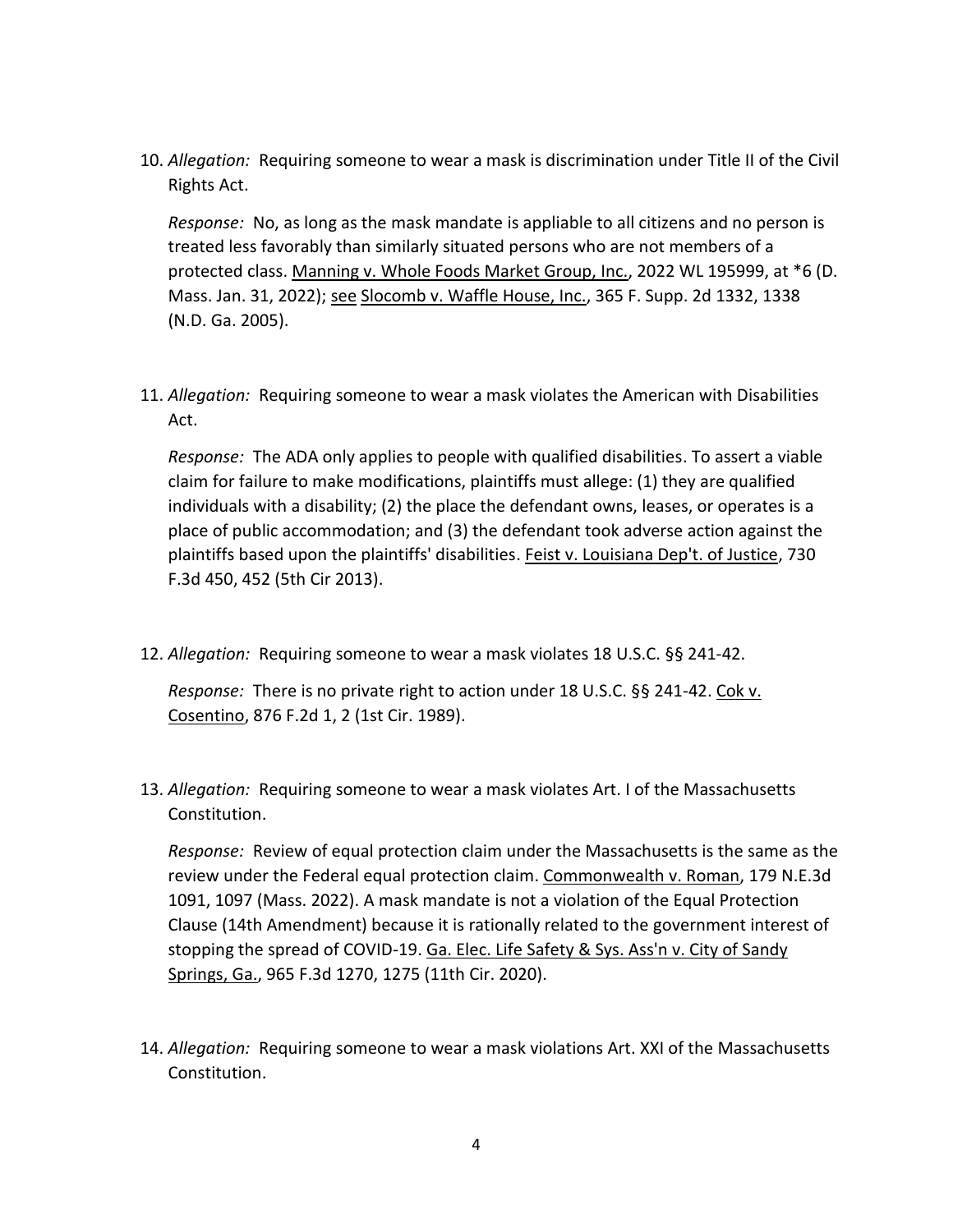10. *Allegation:* Requiring someone to wear a mask is discrimination under Title II of the Civil Rights Act.

    *Response:* No, as long as the mask mandate is appliable to all citizens and no person is treated less favorably than similarly situated persons who are not members of a protected class. Manning v. Whole Foods Market Group, Inc., 2022 WL 195999, at *6 (D. Mass. Jan. 31, 2022); see Slocomb v. Waffle House, Inc., 365 F. Supp. 2d 1332, 1338 (N.D. Ga. 2005).

11. *Allegation:* Requiring someone to wear a mask violates the American with Disabilities Act.

    *Response:* The ADA only applies to people with qualified disabilities. To assert a viable claim for failure to make modifications, plaintiffs must allege: (1) they are qualified individuals with a disability; (2) the place the defendant owns, leases, or operates is a place of public accommodation; and (3) the defendant took adverse action against the plaintiffs based upon the plaintiffs' disabilities. Feist v. Louisiana Dep't. of Justice, 730 F.3d 450, 452 (5th Cir 2013).

12. *Allegation:* Requiring someone to wear a mask violates 18 U.S.C. §§ 241-42.

    *Response:* There is no private right to action under 18 U.S.C. §§ 241-42. Cok v. Cosentino, 876 F.2d 1, 2 (1st Cir. 1989).

13. *Allegation:* Requiring someone to wear a mask violates Art. I of the Massachusetts Constitution.

    *Response:* Review of equal protection claim under the Massachusetts is the same as the review under the Federal equal protection claim. Commonwealth v. Roman, 179 N.E.3d 1091, 1097 (Mass. 2022). A mask mandate is not a violation of the Equal Protection Clause (14th Amendment) because it is rationally related to the government interest of stopping the spread of COVID-19. Ga. Elec. Life Safety & Sys. Ass'n v. City of Sandy Springs, Ga., 965 F.3d 1270, 1275 (11th Cir. 2020).

14. *Allegation:* Requiring someone to wear a mask violations Art. XXI of the Massachusetts Constitution.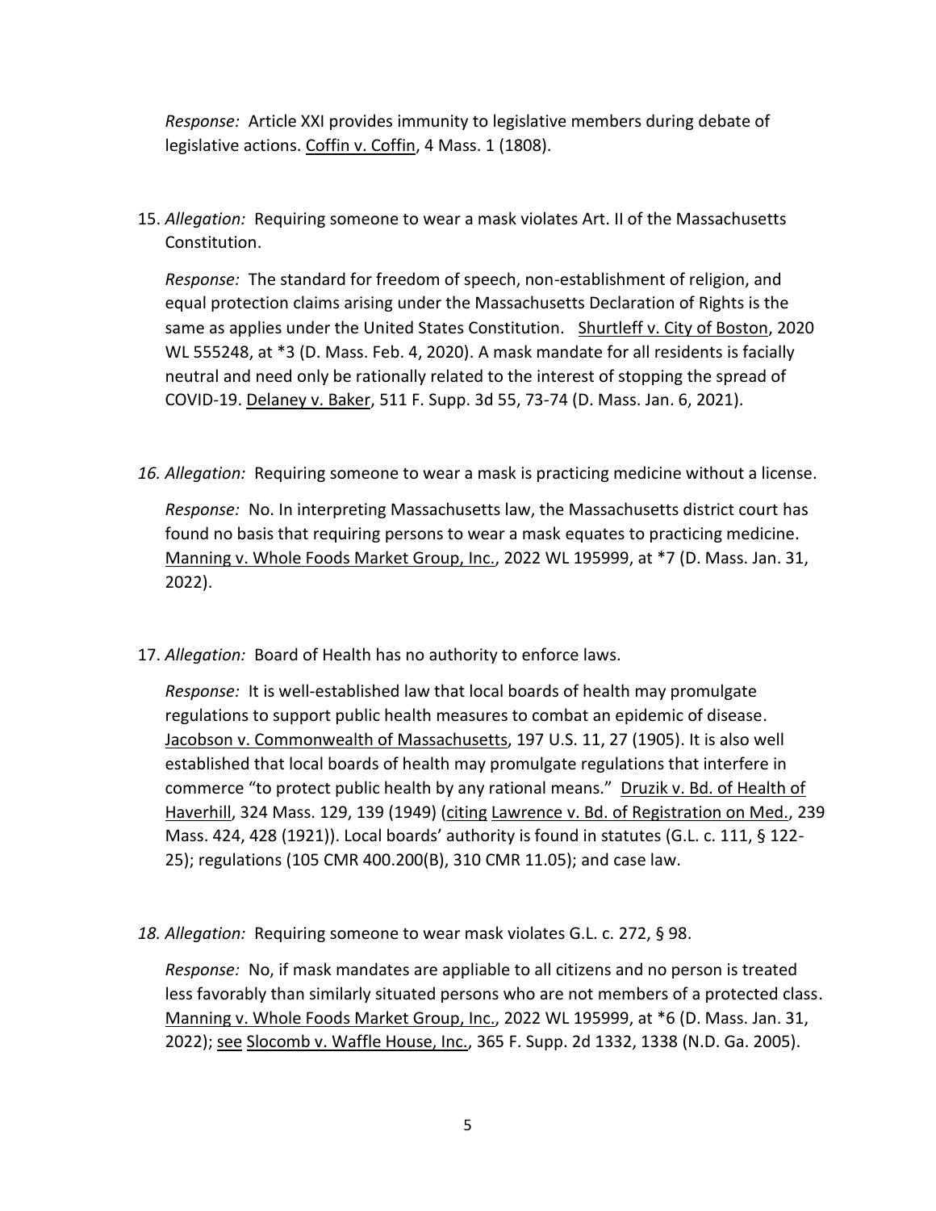*Response:* Article XXI provides immunity to legislative members during debate of legislative actions. Coffin v. Coffin, 4 Mass. 1 (1808).

15. *Allegation:* Requiring someone to wear a mask violates Art. II of the Massachusetts Constitution.

    *Response:* The standard for freedom of speech, non-establishment of religion, and equal protection claims arising under the Massachusetts Declaration of Rights is the same as applies under the United States Constitution. Shurtleff v. City of Boston, 2020 WL 555248, at *3 (D. Mass. Feb. 4, 2020). A mask mandate for all residents is facially neutral and need only be rationally related to the interest of stopping the spread of COVID-19. Delaney v. Baker, 511 F. Supp. 3d 55, 73-74 (D. Mass. Jan. 6, 2021).

16. *Allegation:* Requiring someone to wear a mask is practicing medicine without a license.

    *Response:* No. In interpreting Massachusetts law, the Massachusetts district court has found no basis that requiring persons to wear a mask equates to practicing medicine. Manning v. Whole Foods Market Group, Inc., 2022 WL 195999, at *7 (D. Mass. Jan. 31, 2022).

17. *Allegation:* Board of Health has no authority to enforce laws.

    *Response:* It is well-established law that local boards of health may promulgate regulations to support public health measures to combat an epidemic of disease. Jacobson v. Commonwealth of Massachusetts, 197 U.S. 11, 27 (1905). It is also well established that local boards of health may promulgate regulations that interfere in commerce "to protect public health by any rational means." Druzik v. Bd. of Health of Haverhill, 324 Mass. 129, 139 (1949) (citing Lawrence v. Bd. of Registration on Med., 239 Mass. 424, 428 (1921)). Local boards' authority is found in statutes (G.L. c. 111, § 122-25); regulations (105 CMR 400.200(B), 310 CMR 11.05); and case law.

18. *Allegation:* Requiring someone to wear mask violates G.L. c. 272, § 98.

    *Response:* No, if mask mandates are appliable to all citizens and no person is treated less favorably than similarly situated persons who are not members of a protected class. Manning v. Whole Foods Market Group, Inc., 2022 WL 195999, at *6 (D. Mass. Jan. 31, 2022); see Slocomb v. Waffle House, Inc., 365 F. Supp. 2d 1332, 1338 (N.D. Ga. 2005).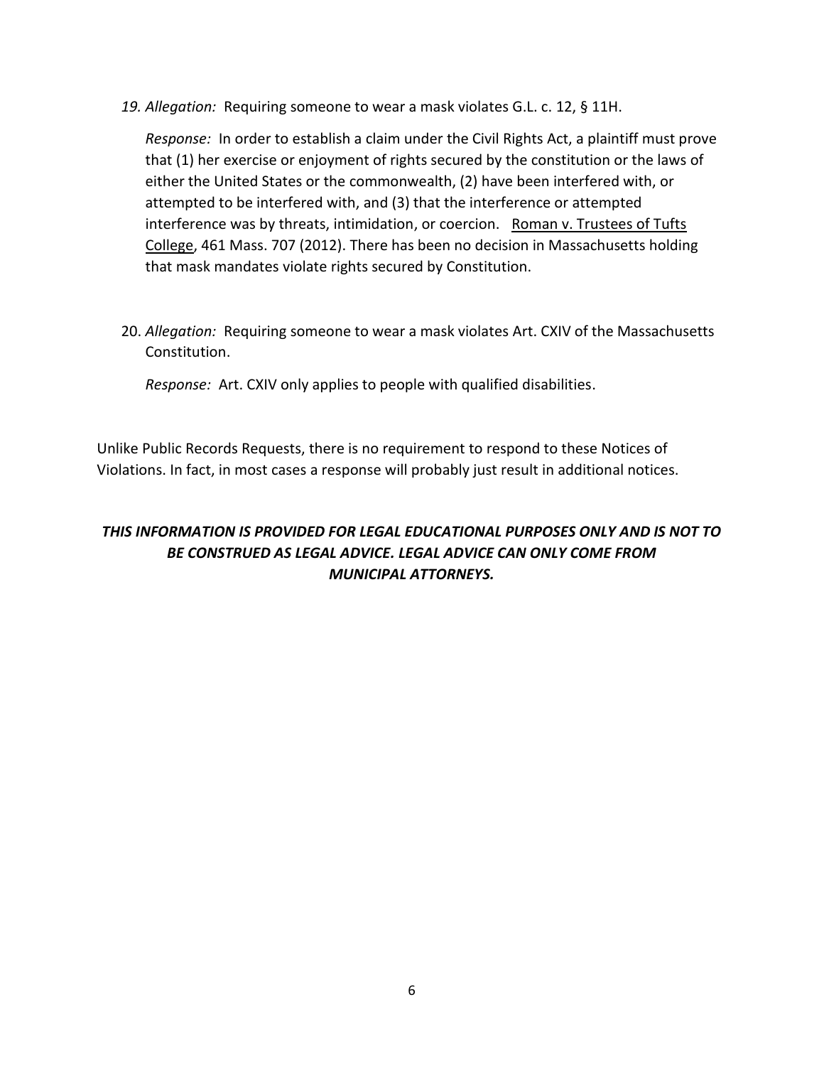19. *Allegation:* Requiring someone to wear a mask violates G.L. c. 12, § 11H.

    *Response:* In order to establish a claim under the Civil Rights Act, a plaintiff must prove that (1) her exercise or enjoyment of rights secured by the constitution or the laws of either the United States or the commonwealth, (2) have been interfered with, or attempted to be interfered with, and (3) that the interference or attempted interference was by threats, intimidation, or coercion. Roman v. Trustees of Tufts College, 461 Mass. 707 (2012). There has been no decision in Massachusetts holding that mask mandates violate rights secured by Constitution.

20. *Allegation:* Requiring someone to wear a mask violates Art. CXIV of the Massachusetts Constitution.

    *Response:* Art. CXIV only applies to people with qualified disabilities.

Unlike Public Records Requests, there is no requirement to respond to these Notices of Violations. In fact, in most cases a response will probably just result in additional notices.

***THIS INFORMATION IS PROVIDED FOR LEGAL EDUCATIONAL PURPOSES ONLY AND IS NOT TO BE CONSTRUED AS LEGAL ADVICE. LEGAL ADVICE CAN ONLY COME FROM MUNICIPAL ATTORNEYS.***